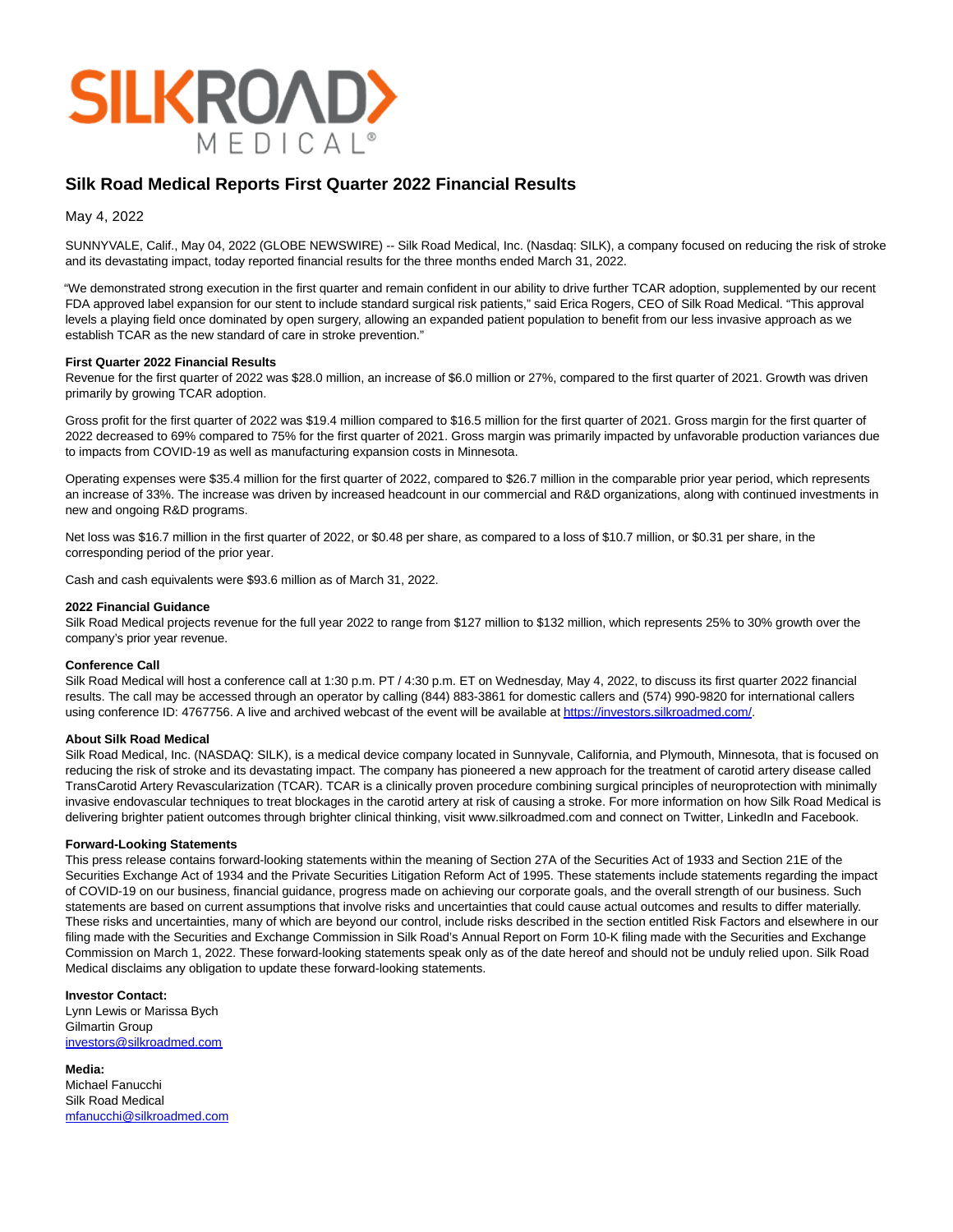# Silk Road Medical Reports First Quarter 2022 Financial Results

May 4, 2022

SUNNYVALE, Calif., May 04, 2022 (GLOBE NEWSWIRE) -- Silk Road Medical, Inc. (Nasdaq: SILK), a company focused on reducing the risk of stroke and its devastating impact, today reported financial results for the three months ended March 31, 2022.

"We demonstrated strong execution in the first quarter and remain confident in our ability to drive further TCAR adoption, supplemented by our recent FDA approved label expansion for our stent to include standard surgical risk patients," said Erica Rogers, CEO of Silk Road Medical. "This approval levels a playing field once dominated by open surgery, allowing an expanded patient population to benefit from our less invasive approach as we establish TCAR as the new standard of care in stroke prevention."

**First Quarter 2022 Financial Results**

Revenue for the first quarter of 2022 was $28.0 million, an increase of $6.0 million or 27%, compared to the first quarter of 2021. Growth was driven primarily by growing TCAR adoption.

Gross profit for the first quarter of 2022 was $19.4 million compared to $16.5 million for the first quarter of 2021. Gross margin for the first quarter of 2022 decreased to 69% compared to 75% for the first quarter of 2021. Gross margin was primarily impacted by unfavorable production variances due to impacts from COVID-19 as well as manufacturing expansion costs in Minnesota.

Operating expenses were $35.4 million for the first quarter of 2022, compared to $26.7 million in the comparable prior year period, which represents an increase of 33%. The increase was driven by increased headcount in our commercial and R&D organizations, along with continued investments in new and ongoing R&D programs.

Net loss was $16.7 million in the first quarter of 2022, or $0.48 per share, as compared to a loss of $10.7 million, or $0.31 per share, in the corresponding period of the prior year.

Cash and cash equivalents were $93.6 million as of March 31, 2022.

**2022 Financial Guidance**

Silk Road Medical projects revenue for the full year 2022 to range from $127 million to $132 million, which represents 25% to 30% growth over the company's prior year revenue.

**Conference Call**

Silk Road Medical will host a conference call at 1:30 p.m. PT / 4:30 p.m. ET on Wednesday, May 4, 2022, to discuss its first quarter 2022 financial results. The call may be accessed through an operator by calling (844) 883-3861 for domestic callers and (574) 990-9820 for international callers using conference ID: 4767756. A live and archived webcast of the event will be available at https://investors.silkroadmed.com/.

**About Silk Road Medical**

Silk Road Medical, Inc. (NASDAQ: SILK), is a medical device company located in Sunnyvale, California, and Plymouth, Minnesota, that is focused on reducing the risk of stroke and its devastating impact. The company has pioneered a new approach for the treatment of carotid artery disease called TransCarotid Artery Revascularization (TCAR). TCAR is a clinically proven procedure combining surgical principles of neuroprotection with minimally invasive endovascular techniques to treat blockages in the carotid artery at risk of causing a stroke. For more information on how Silk Road Medical is delivering brighter patient outcomes through brighter clinical thinking, visit www.silkroadmed.com and connect on Twitter, LinkedIn and Facebook.

**Forward-Looking Statements**

This press release contains forward-looking statements within the meaning of Section 27A of the Securities Act of 1933 and Section 21E of the Securities Exchange Act of 1934 and the Private Securities Litigation Reform Act of 1995. These statements include statements regarding the impact of COVID-19 on our business, financial guidance, progress made on achieving our corporate goals, and the overall strength of our business. Such statements are based on current assumptions that involve risks and uncertainties that could cause actual outcomes and results to differ materially. These risks and uncertainties, many of which are beyond our control, include risks described in the section entitled Risk Factors and elsewhere in our filing made with the Securities and Exchange Commission in Silk Road's Annual Report on Form 10-K filing made with the Securities and Exchange Commission on March 1, 2022. These forward-looking statements speak only as of the date hereof and should not be unduly relied upon. Silk Road Medical disclaims any obligation to update these forward-looking statements.

**Investor Contact:**
Lynn Lewis or Marissa Bych
Gilmartin Group
investors@silkroadmed.com

**Media:**
Michael Fanucchi
Silk Road Medical
mfanucchi@silkroadmed.com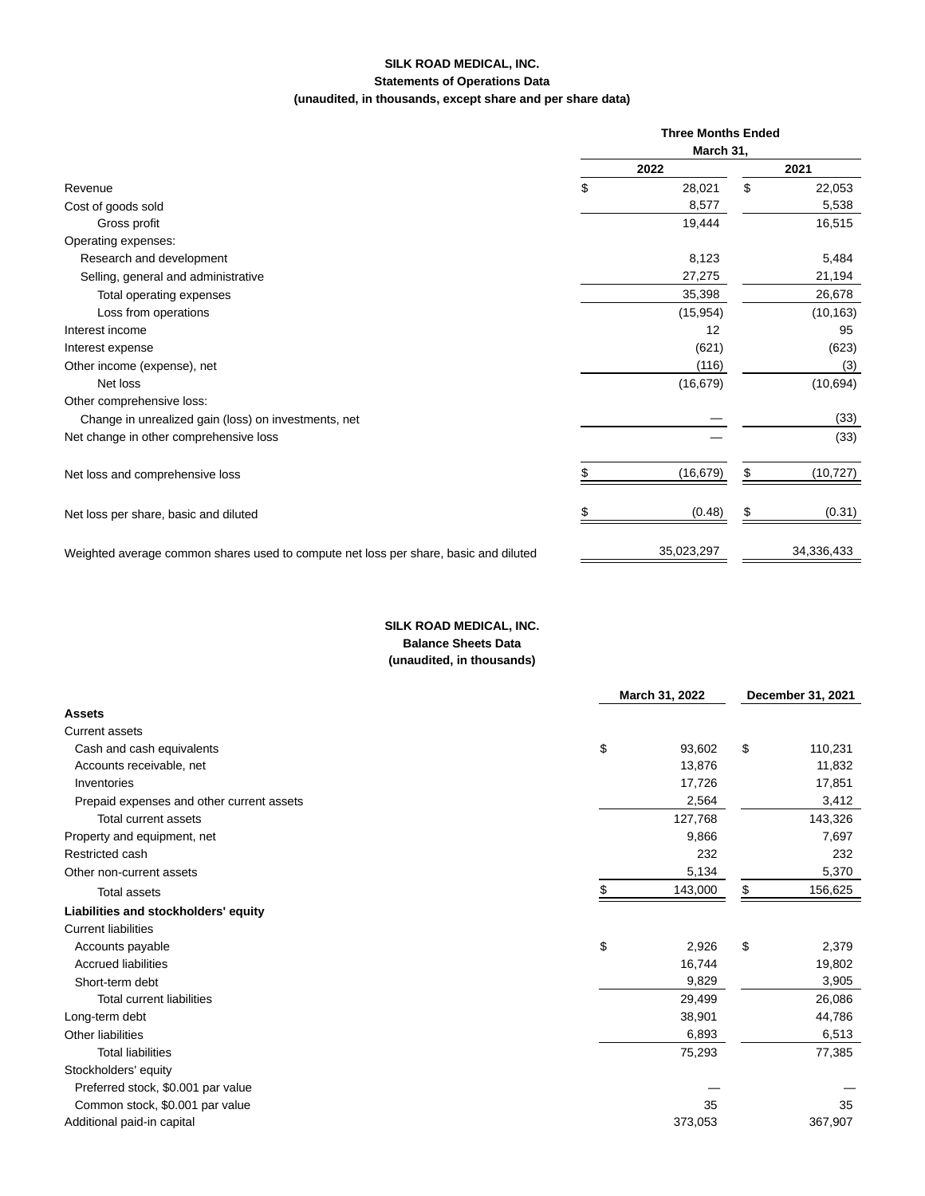**SILK ROAD MEDICAL, INC.**
**Statements of Operations Data**
**(unaudited, in thousands, except share and per share data)**

| | Three Months Ended March 31, | |
|---|---|---|
| | 2022 | 2021 |
| Revenue | $ 28,021 | $ 22,053 |
| Cost of goods sold | 8,577 | 5,538 |
| Gross profit | 19,444 | 16,515 |
| Operating expenses: | | |
| Research and development | 8,123 | 5,484 |
| Selling, general and administrative | 27,275 | 21,194 |
| Total operating expenses | 35,398 | 26,678 |
| Loss from operations | (15,954) | (10,163) |
| Interest income | 12 | 95 |
| Interest expense | (621) | (623) |
| Other income (expense), net | (116) | (3) |
| Net loss | (16,679) | (10,694) |
| Other comprehensive loss: | | |
| Change in unrealized gain (loss) on investments, net | — | (33) |
| Net change in other comprehensive loss | — | (33) |
| Net loss and comprehensive loss | $ (16,679) | $ (10,727) |
| Net loss per share, basic and diluted | $ (0.48) | $ (0.31) |
| Weighted average common shares used to compute net loss per share, basic and diluted | 35,023,297 | 34,336,433 |

**SILK ROAD MEDICAL, INC.**
**Balance Sheets Data**
**(unaudited, in thousands)**

| | March 31, 2022 | December 31, 2021 |
|---|---|---|
| **Assets** | | |
| Current assets | | |
| Cash and cash equivalents | $ 93,602 | $ 110,231 |
| Accounts receivable, net | 13,876 | 11,832 |
| Inventories | 17,726 | 17,851 |
| Prepaid expenses and other current assets | 2,564 | 3,412 |
| Total current assets | 127,768 | 143,326 |
| Property and equipment, net | 9,866 | 7,697 |
| Restricted cash | 232 | 232 |
| Other non-current assets | 5,134 | 5,370 |
| Total assets | $ 143,000 | $ 156,625 |
| **Liabilities and stockholders' equity** | | |
| Current liabilities | | |
| Accounts payable | $ 2,926 | $ 2,379 |
| Accrued liabilities | 16,744 | 19,802 |
| Short-term debt | 9,829 | 3,905 |
| Total current liabilities | 29,499 | 26,086 |
| Long-term debt | 38,901 | 44,786 |
| Other liabilities | 6,893 | 6,513 |
| Total liabilities | 75,293 | 77,385 |
| Stockholders' equity | | |
| Preferred stock, $0.001 par value | — | — |
| Common stock, $0.001 par value | 35 | 35 |
| Additional paid-in capital | 373,053 | 367,907 |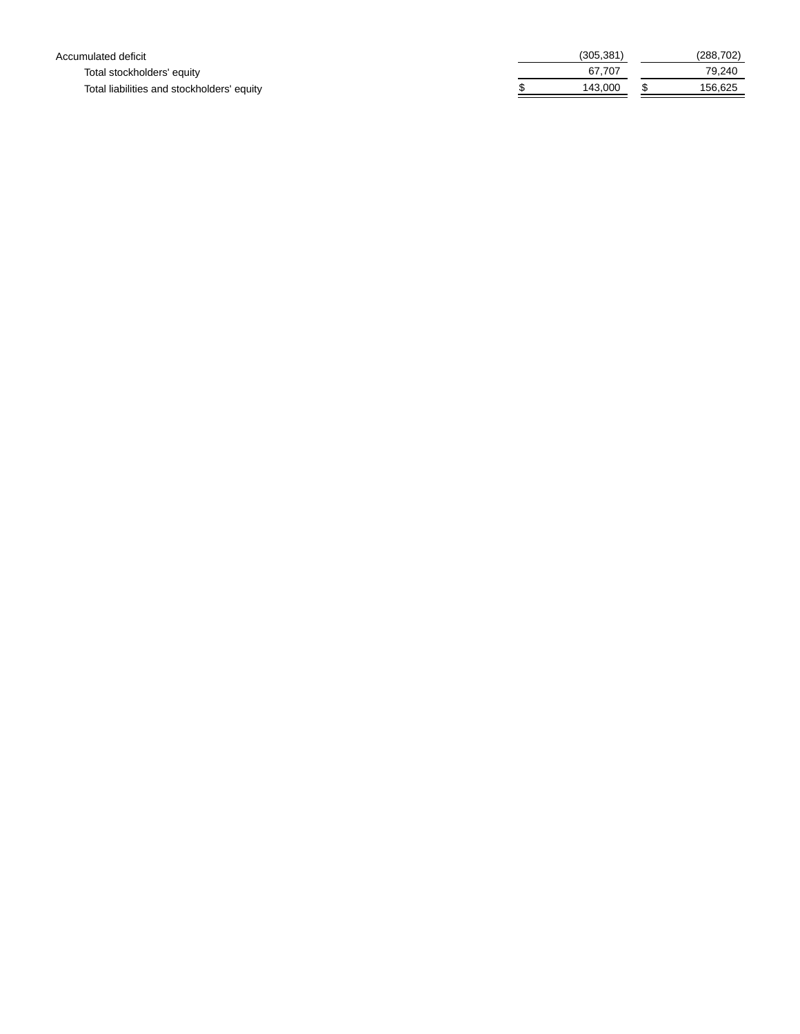| | | |
|---|---|---|
| Accumulated deficit | (305,381) | (288,702) |
| Total stockholders' equity | 67,707 | 79,240 |
| Total liabilities and stockholders' equity | $ 143,000 | $ 156,625 |